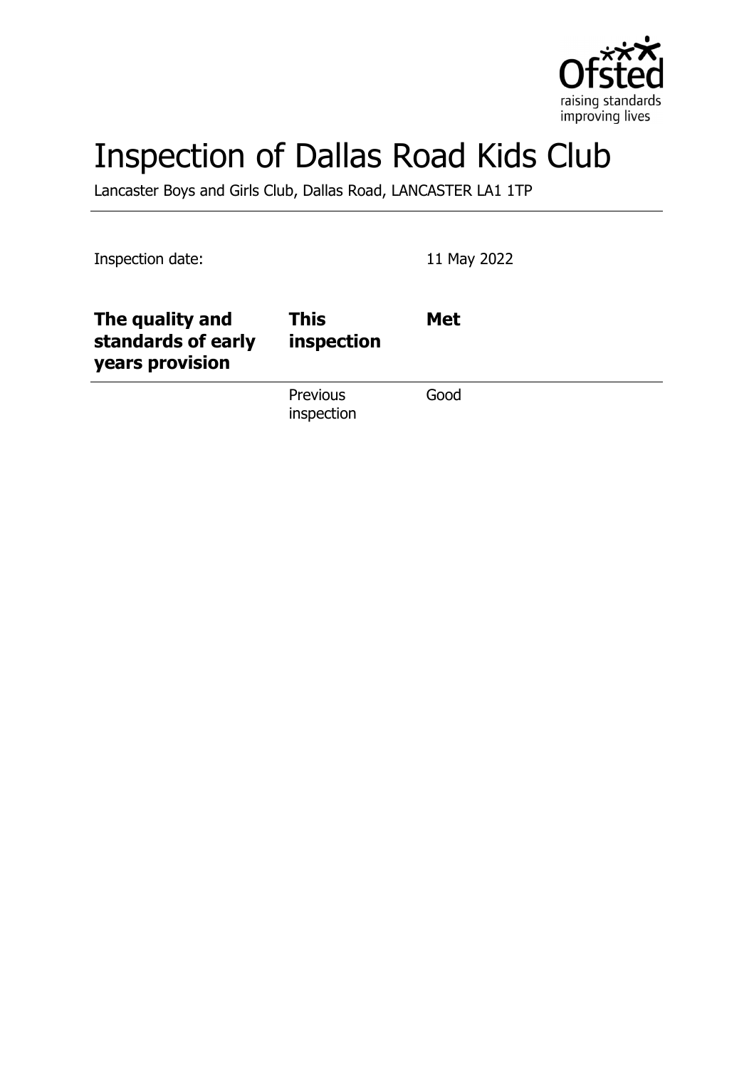# Inspection of Dallas Road Kids Club

Lancaster Boys and Girls Club, Dallas Road, LANCASTER LA1 1TP

Inspection date: 11 May 2022

| | | |
|---|---|---|
| **The quality and standards of early years provision** | **This inspection** | **Met** |
| | Previous inspection | Good |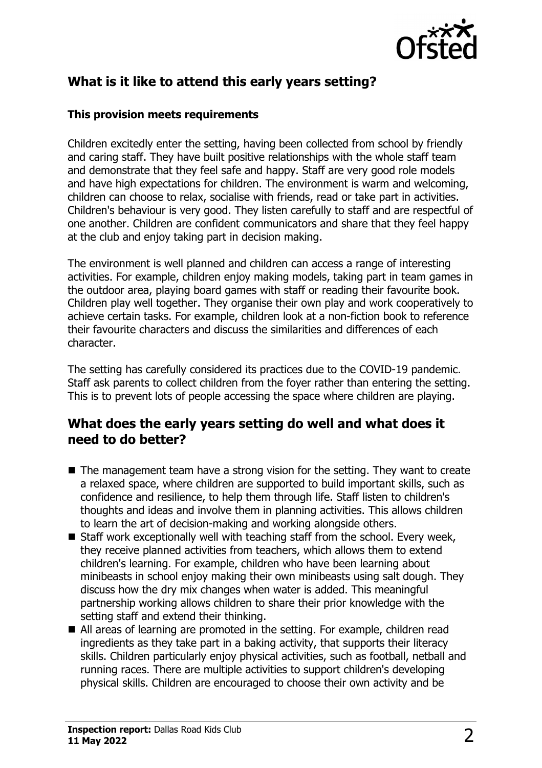## What is it like to attend this early years setting?

### This provision meets requirements

Children excitedly enter the setting, having been collected from school by friendly and caring staff. They have built positive relationships with the whole staff team and demonstrate that they feel safe and happy. Staff are very good role models and have high expectations for children. The environment is warm and welcoming, children can choose to relax, socialise with friends, read or take part in activities. Children's behaviour is very good. They listen carefully to staff and are respectful of one another. Children are confident communicators and share that they feel happy at the club and enjoy taking part in decision making.

The environment is well planned and children can access a range of interesting activities. For example, children enjoy making models, taking part in team games in the outdoor area, playing board games with staff or reading their favourite book. Children play well together. They organise their own play and work cooperatively to achieve certain tasks. For example, children look at a non-fiction book to reference their favourite characters and discuss the similarities and differences of each character.

The setting has carefully considered its practices due to the COVID-19 pandemic. Staff ask parents to collect children from the foyer rather than entering the setting. This is to prevent lots of people accessing the space where children are playing.

## What does the early years setting do well and what does it need to do better?

- The management team have a strong vision for the setting. They want to create a relaxed space, where children are supported to build important skills, such as confidence and resilience, to help them through life. Staff listen to children's thoughts and ideas and involve them in planning activities. This allows children to learn the art of decision-making and working alongside others.
- Staff work exceptionally well with teaching staff from the school. Every week, they receive planned activities from teachers, which allows them to extend children's learning. For example, children who have been learning about minibeasts in school enjoy making their own minibeasts using salt dough. They discuss how the dry mix changes when water is added. This meaningful partnership working allows children to share their prior knowledge with the setting staff and extend their thinking.
- All areas of learning are promoted in the setting. For example, children read ingredients as they take part in a baking activity, that supports their literacy skills. Children particularly enjoy physical activities, such as football, netball and running races. There are multiple activities to support children's developing physical skills. Children are encouraged to choose their own activity and be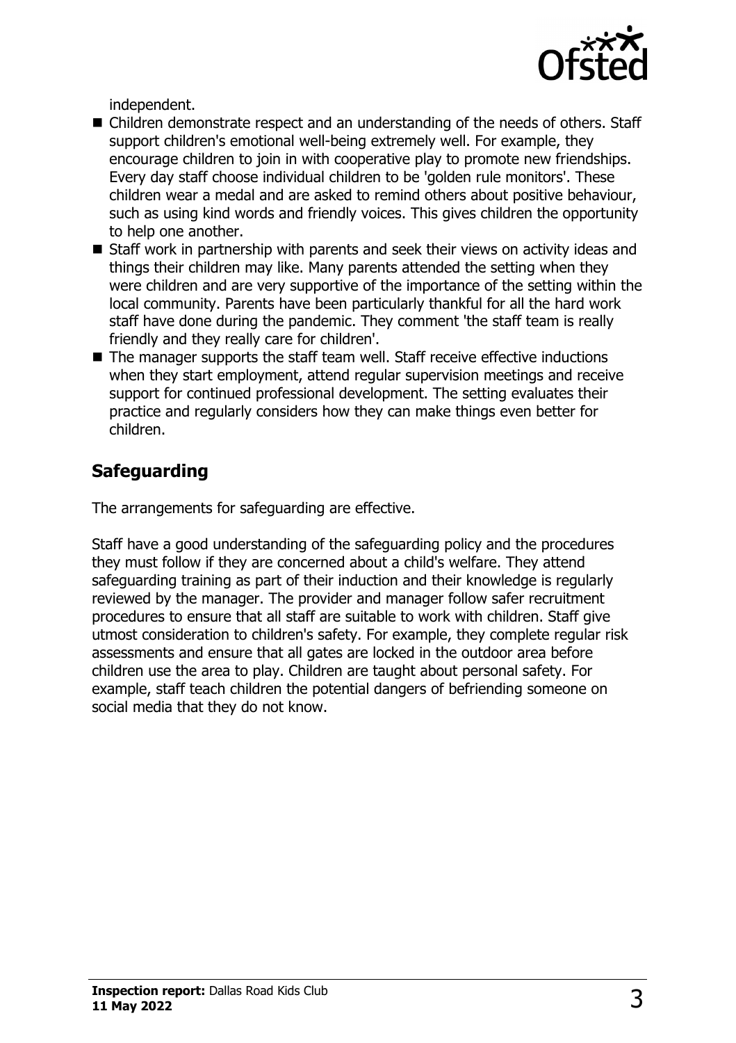independent.

- Children demonstrate respect and an understanding of the needs of others. Staff support children's emotional well-being extremely well. For example, they encourage children to join in with cooperative play to promote new friendships. Every day staff choose individual children to be 'golden rule monitors'. These children wear a medal and are asked to remind others about positive behaviour, such as using kind words and friendly voices. This gives children the opportunity to help one another.
- Staff work in partnership with parents and seek their views on activity ideas and things their children may like. Many parents attended the setting when they were children and are very supportive of the importance of the setting within the local community. Parents have been particularly thankful for all the hard work staff have done during the pandemic. They comment 'the staff team is really friendly and they really care for children'.
- The manager supports the staff team well. Staff receive effective inductions when they start employment, attend regular supervision meetings and receive support for continued professional development. The setting evaluates their practice and regularly considers how they can make things even better for children.

## Safeguarding

The arrangements for safeguarding are effective.

Staff have a good understanding of the safeguarding policy and the procedures they must follow if they are concerned about a child's welfare. They attend safeguarding training as part of their induction and their knowledge is regularly reviewed by the manager. The provider and manager follow safer recruitment procedures to ensure that all staff are suitable to work with children. Staff give utmost consideration to children's safety. For example, they complete regular risk assessments and ensure that all gates are locked in the outdoor area before children use the area to play. Children are taught about personal safety. For example, staff teach children the potential dangers of befriending someone on social media that they do not know.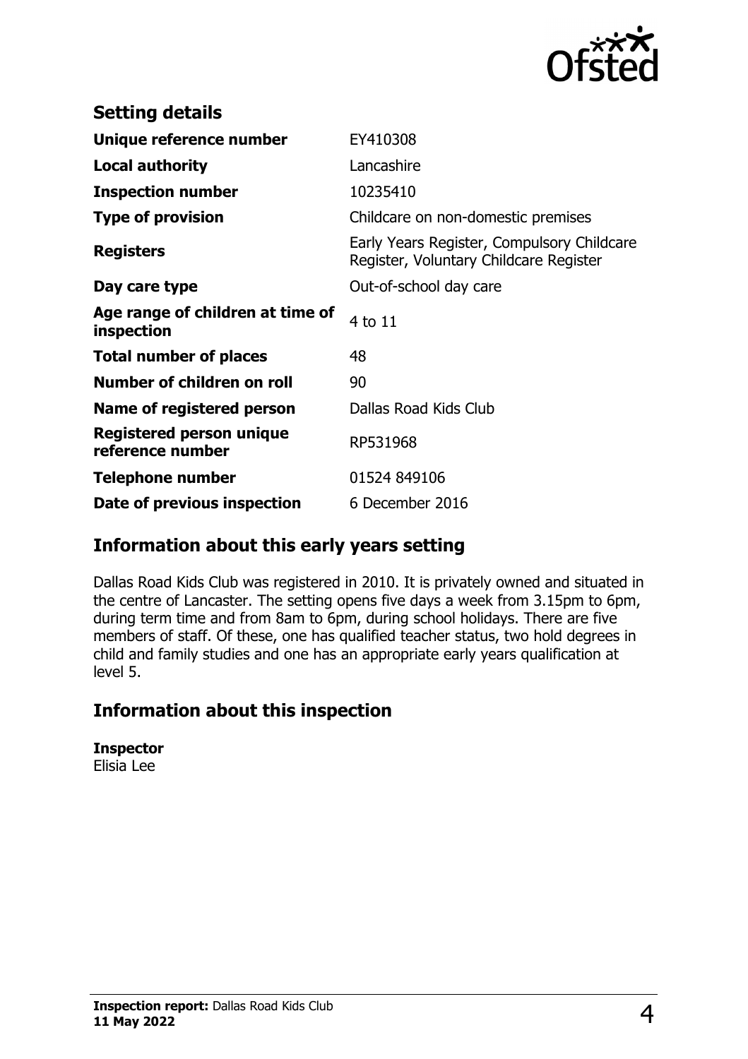## Setting details

| | |
|---|---|
| **Unique reference number** | EY410308 |
| **Local authority** | Lancashire |
| **Inspection number** | 10235410 |
| **Type of provision** | Childcare on non-domestic premises |
| **Registers** | Early Years Register, Compulsory Childcare Register, Voluntary Childcare Register |
| **Day care type** | Out-of-school day care |
| **Age range of children at time of inspection** | 4 to 11 |
| **Total number of places** | 48 |
| **Number of children on roll** | 90 |
| **Name of registered person** | Dallas Road Kids Club |
| **Registered person unique reference number** | RP531968 |
| **Telephone number** | 01524 849106 |
| **Date of previous inspection** | 6 December 2016 |

## Information about this early years setting

Dallas Road Kids Club was registered in 2010. It is privately owned and situated in the centre of Lancaster. The setting opens five days a week from 3.15pm to 6pm, during term time and from 8am to 6pm, during school holidays. There are five members of staff. Of these, one has qualified teacher status, two hold degrees in child and family studies and one has an appropriate early years qualification at level 5.

## Information about this inspection

**Inspector**
Elisia Lee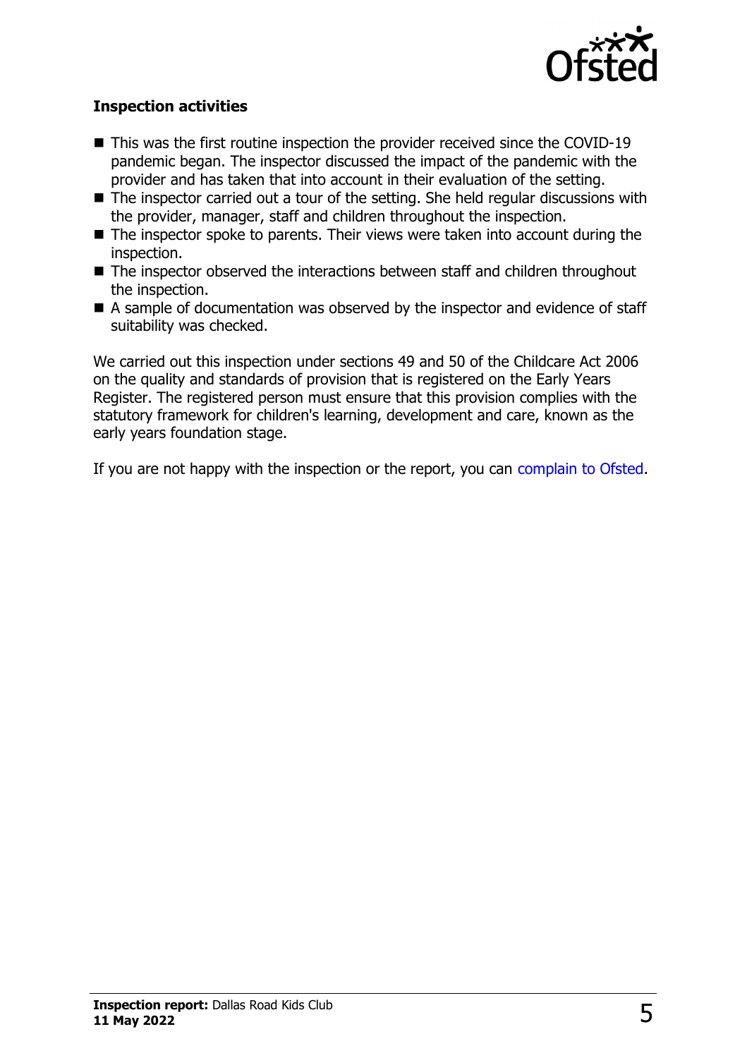### Inspection activities

- This was the first routine inspection the provider received since the COVID-19 pandemic began. The inspector discussed the impact of the pandemic with the provider and has taken that into account in their evaluation of the setting.
- The inspector carried out a tour of the setting. She held regular discussions with the provider, manager, staff and children throughout the inspection.
- The inspector spoke to parents. Their views were taken into account during the inspection.
- The inspector observed the interactions between staff and children throughout the inspection.
- A sample of documentation was observed by the inspector and evidence of staff suitability was checked.

We carried out this inspection under sections 49 and 50 of the Childcare Act 2006 on the quality and standards of provision that is registered on the Early Years Register. The registered person must ensure that this provision complies with the statutory framework for children's learning, development and care, known as the early years foundation stage.

If you are not happy with the inspection or the report, you can complain to Ofsted.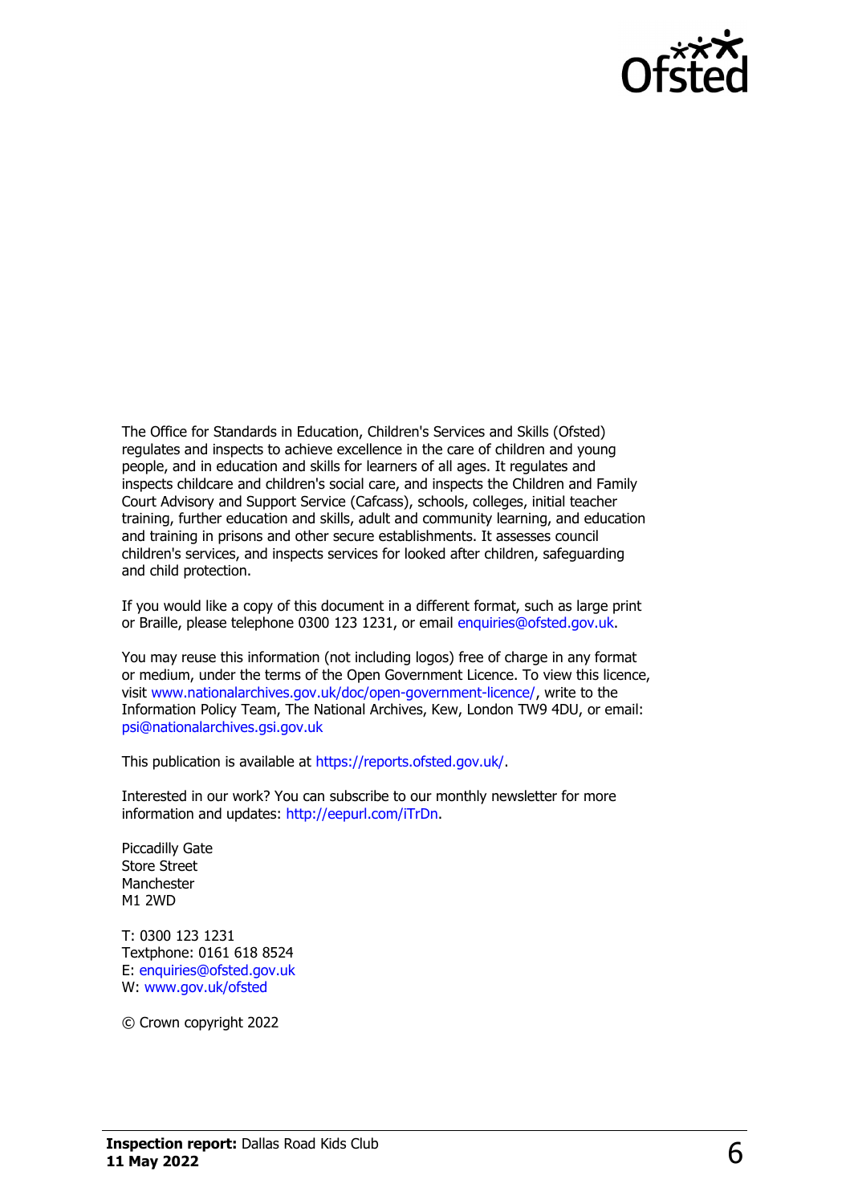The Office for Standards in Education, Children's Services and Skills (Ofsted) regulates and inspects to achieve excellence in the care of children and young people, and in education and skills for learners of all ages. It regulates and inspects childcare and children's social care, and inspects the Children and Family Court Advisory and Support Service (Cafcass), schools, colleges, initial teacher training, further education and skills, adult and community learning, and education and training in prisons and other secure establishments. It assesses council children's services, and inspects services for looked after children, safeguarding and child protection.

If you would like a copy of this document in a different format, such as large print or Braille, please telephone 0300 123 1231, or email enquiries@ofsted.gov.uk.

You may reuse this information (not including logos) free of charge in any format or medium, under the terms of the Open Government Licence. To view this licence, visit www.nationalarchives.gov.uk/doc/open-government-licence/, write to the Information Policy Team, The National Archives, Kew, London TW9 4DU, or email: psi@nationalarchives.gsi.gov.uk

This publication is available at https://reports.ofsted.gov.uk/.

Interested in our work? You can subscribe to our monthly newsletter for more information and updates: http://eepurl.com/iTrDn.

Piccadilly Gate
Store Street
Manchester
M1 2WD

T: 0300 123 1231
Textphone: 0161 618 8524
E: enquiries@ofsted.gov.uk
W: www.gov.uk/ofsted

© Crown copyright 2022